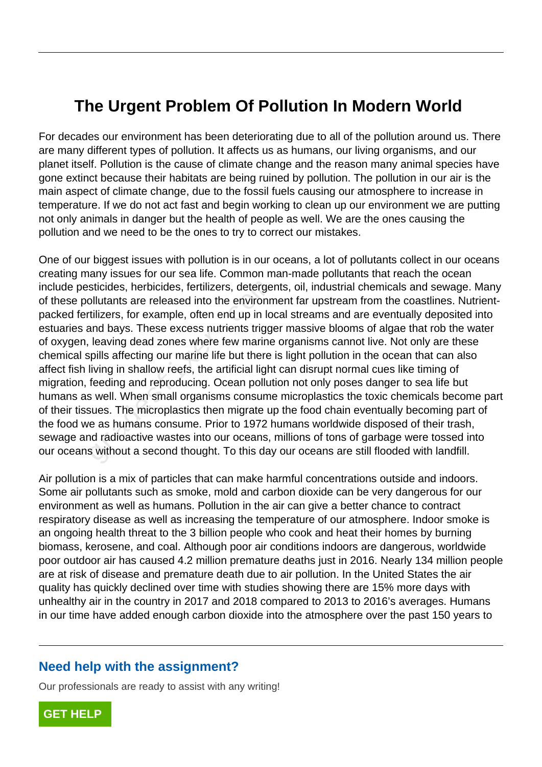# The Urgent Problem Of Pollution In Modern World

For decades our environment has been deteriorating due to all of the pollution around us. There are many different types of pollution. It affects us as humans, our living organisms, and our planet itself. Pollution is the cause of climate change and the reason many animal species have gone extinct because their habitats are being ruined by pollution. The pollution in our air is the main aspect of climate change, due to the fossil fuels causing our atmosphere to increase in temperature. If we do not act fast and begin working to clean up our environment we are putting not only animals in danger but the health of people as well. We are the ones causing the pollution and we need to be the ones to try to correct our mistakes.

One of our biggest issues with pollution is in our oceans, a lot of pollutants collect in our oceans creating many issues for our sea life. Common man-made pollutants that reach the ocean include pesticides, herbicides, fertilizers, detergents, oil, industrial chemicals and sewage. Many of these pollutants are released into the environment far upstream from the coastlines. Nutrient-packed fertilizers, for example, often end up in local streams and are eventually deposited into estuaries and bays. These excess nutrients trigger massive blooms of algae that rob the water of oxygen, leaving dead zones where few marine organisms cannot live. Not only are these chemical spills affecting our marine life but there is light pollution in the ocean that can also affect fish living in shallow reefs, the artificial light can disrupt normal cues like timing of migration, feeding and reproducing. Ocean pollution not only poses danger to sea life but humans as well. When small organisms consume microplastics the toxic chemicals become part of their tissues. The microplastics then migrate up the food chain eventually becoming part of the food we as humans consume. Prior to 1972 humans worldwide disposed of their trash, sewage and radioactive wastes into our oceans, millions of tons of garbage were tossed into our oceans without a second thought. To this day our oceans are still flooded with landfill.

Air pollution is a mix of particles that can make harmful concentrations outside and indoors. Some air pollutants such as smoke, mold and carbon dioxide can be very dangerous for our environment as well as humans. Pollution in the air can give a better chance to contract respiratory disease as well as increasing the temperature of our atmosphere. Indoor smoke is an ongoing health threat to the 3 billion people who cook and heat their homes by burning biomass, kerosene, and coal. Although poor air conditions indoors are dangerous, worldwide poor outdoor air has caused 4.2 million premature deaths just in 2016. Nearly 134 million people are at risk of disease and premature death due to air pollution. In the United States the air quality has quickly declined over time with studies showing there are 15% more days with unhealthy air in the country in 2017 and 2018 compared to 2013 to 2016's averages. Humans in our time have added enough carbon dioxide into the atmosphere over the past 150 years to

## Need help with the assignment?

Our professionals are ready to assist with any writing!

GET HELP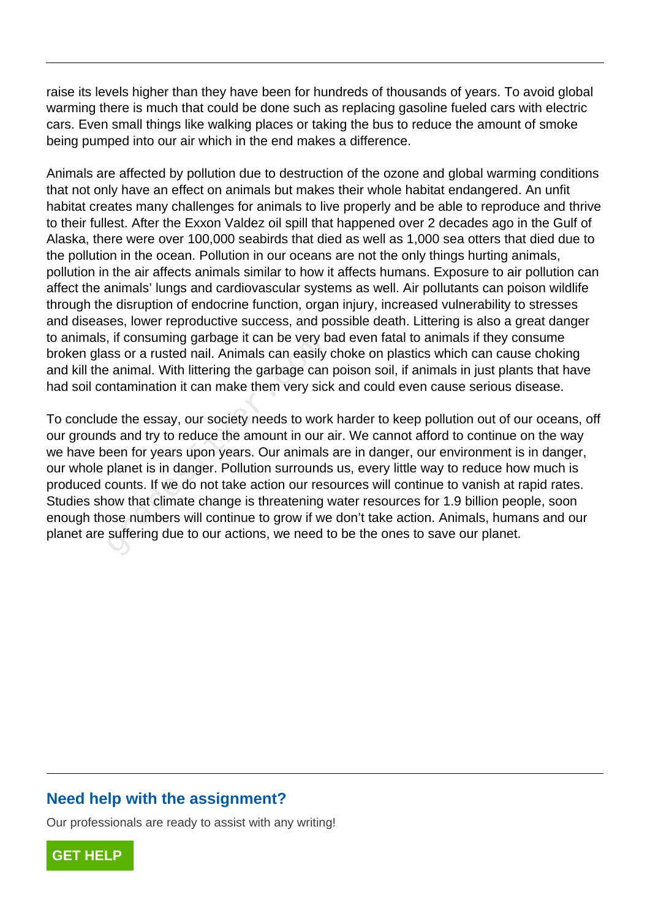raise its levels higher than they have been for hundreds of thousands of years. To avoid global warming there is much that could be done such as replacing gasoline fueled cars with electric cars. Even small things like walking places or taking the bus to reduce the amount of smoke being pumped into our air which in the end makes a difference.

Animals are affected by pollution due to destruction of the ozone and global warming conditions that not only have an effect on animals but makes their whole habitat endangered. An unfit habitat creates many challenges for animals to live properly and be able to reproduce and thrive to their fullest. After the Exxon Valdez oil spill that happened over 2 decades ago in the Gulf of Alaska, there were over 100,000 seabirds that died as well as 1,000 sea otters that died due to the pollution in the ocean. Pollution in our oceans are not the only things hurting animals, pollution in the air affects animals similar to how it affects humans. Exposure to air pollution can affect the animals' lungs and cardiovascular systems as well. Air pollutants can poison wildlife through the disruption of endocrine function, organ injury, increased vulnerability to stresses and diseases, lower reproductive success, and possible death. Littering is also a great danger to animals, if consuming garbage it can be very bad even fatal to animals if they consume broken glass or a rusted nail. Animals can easily choke on plastics which can cause choking and kill the animal. With littering the garbage can poison soil, if animals in just plants that have had soil contamination it can make them very sick and could even cause serious disease.

To conclude the essay, our society needs to work harder to keep pollution out of our oceans, off our grounds and try to reduce the amount in our air. We cannot afford to continue on the way we have been for years upon years. Our animals are in danger, our environment is in danger, our whole planet is in danger. Pollution surrounds us, every little way to reduce how much is produced counts. If we do not take action our resources will continue to vanish at rapid rates. Studies show that climate change is threatening water resources for 1.9 billion people, soon enough those numbers will continue to grow if we don't take action. Animals, humans and our planet are suffering due to our actions, we need to be the ones to save our planet.

## Need help with the assignment?

Our professionals are ready to assist with any writing!

**GET HELP**